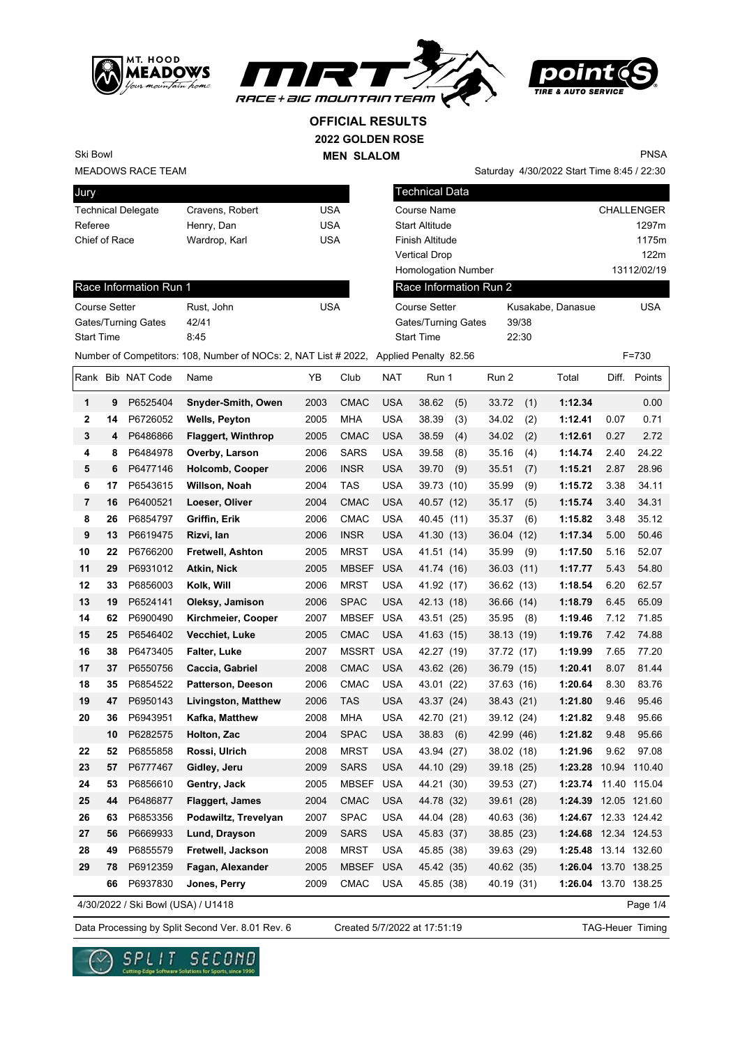# OFFICIAL RESULTS
## 2022 GOLDEN ROSE
### MEN SLALOM

Ski Bowl
MEADOWS RACE TEAM

PNSA
Saturday 4/30/2022 Start Time 8:45 / 22:30

| Jury | | |
|---|---|---|
| Technical Delegate | Cravens, Robert | USA |
| Referee | Henry, Dan | USA |
| Chief of Race | Wardrop, Karl | USA |

| Technical Data | |
|---|---|
| Course Name | CHALLENGER |
| Start Altitude | 1297m |
| Finish Altitude | 1175m |
| Vertical Drop | 122m |
| Homologation Number | 13112/02/19 |

| Race Information Run 1 | | |
|---|---|---|
| Course Setter | Rust, John | USA |
| Gates/Turning Gates | 42/41 | |
| Start Time | 8:45 | |

| Race Information Run 2 | | |
|---|---|---|
| Course Setter | Kusakabe, Danasue | USA |
| Gates/Turning Gates | 39/38 | |
| Start Time | 22:30 | |

Number of Competitors: 108, Number of NOCs: 2, NAT List # 2022, Applied Penalty 82.56 F=730

| Rank | Bib | NAT Code | Name | YB | Club | NAT | Run 1 | Run 2 | Total | Diff. | Points |
|---|---|---|---|---|---|---|---|---|---|---|---|
| 1 | 9 | P6525404 | **Snyder-Smith, Owen** | 2003 | CMAC | USA | 38.62 (5) | 33.72 (1) | **1:12.34** | | 0.00 |
| 2 | 14 | P6726052 | **Wells, Peyton** | 2005 | MHA | USA | 38.39 (3) | 34.02 (2) | **1:12.41** | 0.07 | 0.71 |
| 3 | 4 | P6486866 | **Flaggert, Winthrop** | 2005 | CMAC | USA | 38.59 (4) | 34.02 (2) | **1:12.61** | 0.27 | 2.72 |
| 4 | 8 | P6484978 | **Overby, Larson** | 2006 | SARS | USA | 39.58 (8) | 35.16 (4) | **1:14.74** | 2.40 | 24.22 |
| 5 | 6 | P6477146 | **Holcomb, Cooper** | 2006 | INSR | USA | 39.70 (9) | 35.51 (7) | **1:15.21** | 2.87 | 28.96 |
| 6 | 17 | P6543615 | **Willson, Noah** | 2004 | TAS | USA | 39.73 (10) | 35.99 (9) | **1:15.72** | 3.38 | 34.11 |
| 7 | 16 | P6400521 | **Loeser, Oliver** | 2004 | CMAC | USA | 40.57 (12) | 35.17 (5) | **1:15.74** | 3.40 | 34.31 |
| 8 | 26 | P6854797 | **Griffin, Erik** | 2006 | CMAC | USA | 40.45 (11) | 35.37 (6) | **1:15.82** | 3.48 | 35.12 |
| 9 | 13 | P6619475 | **Rizvi, Ian** | 2006 | INSR | USA | 41.30 (13) | 36.04 (12) | **1:17.34** | 5.00 | 50.46 |
| 10 | 22 | P6766200 | **Fretwell, Ashton** | 2005 | MRST | USA | 41.51 (14) | 35.99 (9) | **1:17.50** | 5.16 | 52.07 |
| 11 | 29 | P6931012 | **Atkin, Nick** | 2005 | MBSEF | USA | 41.74 (16) | 36.03 (11) | **1:17.77** | 5.43 | 54.80 |
| 12 | 33 | P6856003 | **Kolk, Will** | 2006 | MRST | USA | 41.92 (17) | 36.62 (13) | **1:18.54** | 6.20 | 62.57 |
| 13 | 19 | P6524141 | **Oleksy, Jamison** | 2006 | SPAC | USA | 42.13 (18) | 36.66 (14) | **1:18.79** | 6.45 | 65.09 |
| 14 | 62 | P6900490 | **Kirchmeier, Cooper** | 2007 | MBSEF | USA | 43.51 (25) | 35.95 (8) | **1:19.46** | 7.12 | 71.85 |
| 15 | 25 | P6546402 | **Vecchiet, Luke** | 2005 | CMAC | USA | 41.63 (15) | 38.13 (19) | **1:19.76** | 7.42 | 74.88 |
| 16 | 38 | P6473405 | **Falter, Luke** | 2007 | MSSRT | USA | 42.27 (19) | 37.72 (17) | **1:19.99** | 7.65 | 77.20 |
| 17 | 37 | P6550756 | **Caccia, Gabriel** | 2008 | CMAC | USA | 43.62 (26) | 36.79 (15) | **1:20.41** | 8.07 | 81.44 |
| 18 | 35 | P6854522 | **Patterson, Deeson** | 2006 | CMAC | USA | 43.01 (22) | 37.63 (16) | **1:20.64** | 8.30 | 83.76 |
| 19 | 47 | P6950143 | **Livingston, Matthew** | 2006 | TAS | USA | 43.37 (24) | 38.43 (21) | **1:21.80** | 9.46 | 95.46 |
| 20 | 36 | P6943951 | **Kafka, Matthew** | 2008 | MHA | USA | 42.70 (21) | 39.12 (24) | **1:21.82** | 9.48 | 95.66 |
| | 10 | P6282575 | **Holton, Zac** | 2004 | SPAC | USA | 38.83 (6) | 42.99 (46) | **1:21.82** | 9.48 | 95.66 |
| 22 | 52 | P6855858 | **Rossi, Ulrich** | 2008 | MRST | USA | 43.94 (27) | 38.02 (18) | **1:21.96** | 9.62 | 97.08 |
| 23 | 57 | P6777467 | **Gidley, Jeru** | 2009 | SARS | USA | 44.10 (29) | 39.18 (25) | **1:23.28** | 10.94 | 110.40 |
| 24 | 53 | P6856610 | **Gentry, Jack** | 2005 | MBSEF | USA | 44.21 (30) | 39.53 (27) | **1:23.74** | 11.40 | 115.04 |
| 25 | 44 | P6486877 | **Flaggert, James** | 2004 | CMAC | USA | 44.78 (32) | 39.61 (28) | **1:24.39** | 12.05 | 121.60 |
| 26 | 63 | P6853356 | **Podawiltz, Trevelyan** | 2007 | SPAC | USA | 44.04 (28) | 40.63 (36) | **1:24.67** | 12.33 | 124.42 |
| 27 | 56 | P6669933 | **Lund, Drayson** | 2009 | SARS | USA | 45.83 (37) | 38.85 (23) | **1:24.68** | 12.34 | 124.53 |
| 28 | 49 | P6855579 | **Fretwell, Jackson** | 2008 | MRST | USA | 45.85 (38) | 39.63 (29) | **1:25.48** | 13.14 | 132.60 |
| 29 | 78 | P6912359 | **Fagan, Alexander** | 2005 | MBSEF | USA | 45.42 (35) | 40.62 (35) | **1:26.04** | 13.70 | 138.25 |
| | 66 | P6937830 | **Jones, Perry** | 2009 | CMAC | USA | 45.85 (38) | 40.19 (31) | **1:26.04** | 13.70 | 138.25 |

4/30/2022 / Ski Bowl (USA) / U1418

Data Processing by Split Second Ver. 8.01 Rev. 6 — Created 5/7/2022 at 17:51:19 — TAG-Heuer Timing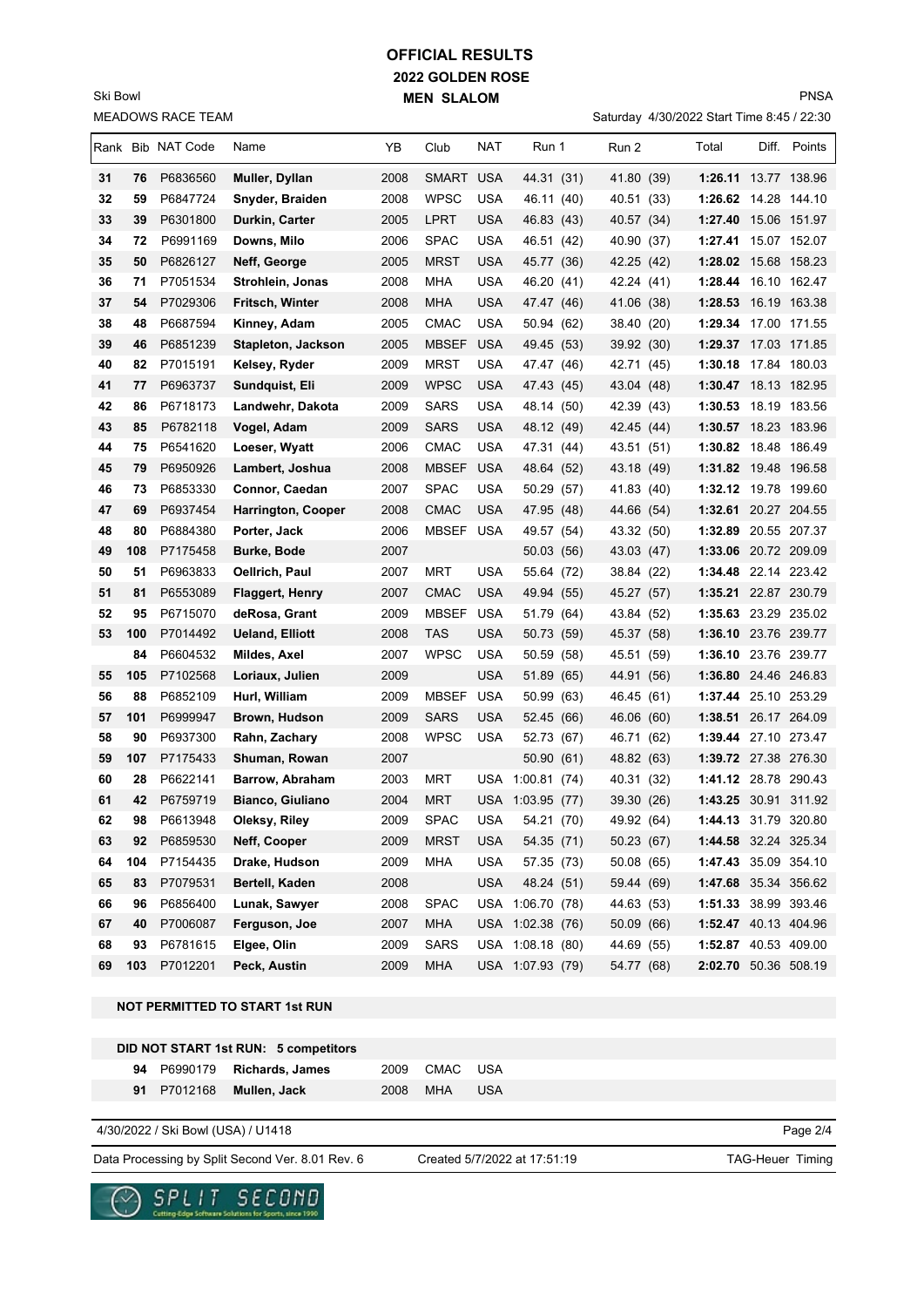# OFFICIAL RESULTS
## 2022 GOLDEN ROSE
### MEN SLALOM

Ski Bowl
MEADOWS RACE TEAM

PNSA
Saturday 4/30/2022 Start Time 8:45 / 22:30

| Rank | Bib | NAT Code | Name | YB | Club | NAT | Run 1 | Run 2 | Total | Diff. | Points |
|---|---|---|---|---|---|---|---|---|---|---|---|
| 31 | 76 | P6836560 | **Muller, Dyllan** | 2008 | SMART | USA | 44.31 (31) | 41.80 (39) | **1:26.11** | 13.77 | 138.96 |
| 32 | 59 | P6847724 | **Snyder, Braiden** | 2008 | WPSC | USA | 46.11 (40) | 40.51 (33) | **1:26.62** | 14.28 | 144.10 |
| 33 | 39 | P6301800 | **Durkin, Carter** | 2005 | LPRT | USA | 46.83 (43) | 40.57 (34) | **1:27.40** | 15.06 | 151.97 |
| 34 | 72 | P6991169 | **Downs, Milo** | 2006 | SPAC | USA | 46.51 (42) | 40.90 (37) | **1:27.41** | 15.07 | 152.07 |
| 35 | 50 | P6826127 | **Neff, George** | 2005 | MRST | USA | 45.77 (36) | 42.25 (42) | **1:28.02** | 15.68 | 158.23 |
| 36 | 71 | P7051534 | **Strohlein, Jonas** | 2008 | MHA | USA | 46.20 (41) | 42.24 (41) | **1:28.44** | 16.10 | 162.47 |
| 37 | 54 | P7029306 | **Fritsch, Winter** | 2008 | MHA | USA | 47.47 (46) | 41.06 (38) | **1:28.53** | 16.19 | 163.38 |
| 38 | 48 | P6687594 | **Kinney, Adam** | 2005 | CMAC | USA | 50.94 (62) | 38.40 (20) | **1:29.34** | 17.00 | 171.55 |
| 39 | 46 | P6851239 | **Stapleton, Jackson** | 2005 | MBSEF | USA | 49.45 (53) | 39.92 (30) | **1:29.37** | 17.03 | 171.85 |
| 40 | 82 | P7015191 | **Kelsey, Ryder** | 2009 | MRST | USA | 47.47 (46) | 42.71 (45) | **1:30.18** | 17.84 | 180.03 |
| 41 | 77 | P6963737 | **Sundquist, Eli** | 2009 | WPSC | USA | 47.43 (45) | 43.04 (48) | **1:30.47** | 18.13 | 182.95 |
| 42 | 86 | P6718173 | **Landwehr, Dakota** | 2009 | SARS | USA | 48.14 (50) | 42.39 (43) | **1:30.53** | 18.19 | 183.56 |
| 43 | 85 | P6782118 | **Vogel, Adam** | 2009 | SARS | USA | 48.12 (49) | 42.45 (44) | **1:30.57** | 18.23 | 183.96 |
| 44 | 75 | P6541620 | **Loeser, Wyatt** | 2006 | CMAC | USA | 47.31 (44) | 43.51 (51) | **1:30.82** | 18.48 | 186.49 |
| 45 | 79 | P6950926 | **Lambert, Joshua** | 2008 | MBSEF | USA | 48.64 (52) | 43.18 (49) | **1:31.82** | 19.48 | 196.58 |
| 46 | 73 | P6853330 | **Connor, Caedan** | 2007 | SPAC | USA | 50.29 (57) | 41.83 (40) | **1:32.12** | 19.78 | 199.60 |
| 47 | 69 | P6937454 | **Harrington, Cooper** | 2008 | CMAC | USA | 47.95 (48) | 44.66 (54) | **1:32.61** | 20.27 | 204.55 |
| 48 | 80 | P6884380 | **Porter, Jack** | 2006 | MBSEF | USA | 49.57 (54) | 43.32 (50) | **1:32.89** | 20.55 | 207.37 |
| 49 | 108 | P7175458 | **Burke, Bode** | 2007 | | | 50.03 (56) | 43.03 (47) | **1:33.06** | 20.72 | 209.09 |
| 50 | 51 | P6963833 | **Oellrich, Paul** | 2007 | MRT | USA | 55.64 (72) | 38.84 (22) | **1:34.48** | 22.14 | 223.42 |
| 51 | 81 | P6553089 | **Flaggert, Henry** | 2007 | CMAC | USA | 49.94 (55) | 45.27 (57) | **1:35.21** | 22.87 | 230.79 |
| 52 | 95 | P6715070 | **deRosa, Grant** | 2009 | MBSEF | USA | 51.79 (64) | 43.84 (52) | **1:35.63** | 23.29 | 235.02 |
| 53 | 100 | P7014492 | **Ueland, Elliott** | 2008 | TAS | USA | 50.73 (59) | 45.37 (58) | **1:36.10** | 23.76 | 239.77 |
| | 84 | P6604532 | **Mildes, Axel** | 2007 | WPSC | USA | 50.59 (58) | 45.51 (59) | **1:36.10** | 23.76 | 239.77 |
| 55 | 105 | P7102568 | **Loriaux, Julien** | 2009 | | USA | 51.89 (65) | 44.91 (56) | **1:36.80** | 24.46 | 246.83 |
| 56 | 88 | P6852109 | **Hurl, William** | 2009 | MBSEF | USA | 50.99 (63) | 46.45 (61) | **1:37.44** | 25.10 | 253.29 |
| 57 | 101 | P6999947 | **Brown, Hudson** | 2009 | SARS | USA | 52.45 (66) | 46.06 (60) | **1:38.51** | 26.17 | 264.09 |
| 58 | 90 | P6937300 | **Rahn, Zachary** | 2008 | WPSC | USA | 52.73 (67) | 46.71 (62) | **1:39.44** | 27.10 | 273.47 |
| 59 | 107 | P7175433 | **Shuman, Rowan** | 2007 | | | 50.90 (61) | 48.82 (63) | **1:39.72** | 27.38 | 276.30 |
| 60 | 28 | P6622141 | **Barrow, Abraham** | 2003 | MRT | USA | 1:00.81 (74) | 40.31 (32) | **1:41.12** | 28.78 | 290.43 |
| 61 | 42 | P6759719 | **Bianco, Giuliano** | 2004 | MRT | USA | 1:03.95 (77) | 39.30 (26) | **1:43.25** | 30.91 | 311.92 |
| 62 | 98 | P6613948 | **Oleksy, Riley** | 2009 | SPAC | USA | 54.21 (70) | 49.92 (64) | **1:44.13** | 31.79 | 320.80 |
| 63 | 92 | P6859530 | **Neff, Cooper** | 2009 | MRST | USA | 54.35 (71) | 50.23 (67) | **1:44.58** | 32.24 | 325.34 |
| 64 | 104 | P7154435 | **Drake, Hudson** | 2009 | MHA | USA | 57.35 (73) | 50.08 (65) | **1:47.43** | 35.09 | 354.10 |
| 65 | 83 | P7079531 | **Bertell, Kaden** | 2008 | | USA | 48.24 (51) | 59.44 (69) | **1:47.68** | 35.34 | 356.62 |
| 66 | 96 | P6856400 | **Lunak, Sawyer** | 2008 | SPAC | USA | 1:06.70 (78) | 44.63 (53) | **1:51.33** | 38.99 | 393.46 |
| 67 | 40 | P7006087 | **Ferguson, Joe** | 2007 | MHA | USA | 1:02.38 (76) | 50.09 (66) | **1:52.47** | 40.13 | 404.96 |
| 68 | 93 | P6781615 | **Elgee, Olin** | 2009 | SARS | USA | 1:08.18 (80) | 44.69 (55) | **1:52.87** | 40.53 | 409.00 |
| 69 | 103 | P7012201 | **Peck, Austin** | 2009 | MHA | USA | 1:07.93 (79) | 54.77 (68) | **2:02.70** | 50.36 | 508.19 |

**NOT PERMITTED TO START 1st RUN**

**DID NOT START 1st RUN: 5 competitors**

| Bib | NAT Code | Name | YB | Club | NAT |
|---|---|---|---|---|---|
| 94 | P6990179 | **Richards, James** | 2009 | CMAC | USA |
| 91 | P7012168 | **Mullen, Jack** | 2008 | MHA | USA |

4/30/2022 / Ski Bowl (USA) / U1418

Data Processing by Split Second Ver. 8.01 Rev. 6 — Created 5/7/2022 at 17:51:19 — TAG-Heuer Timing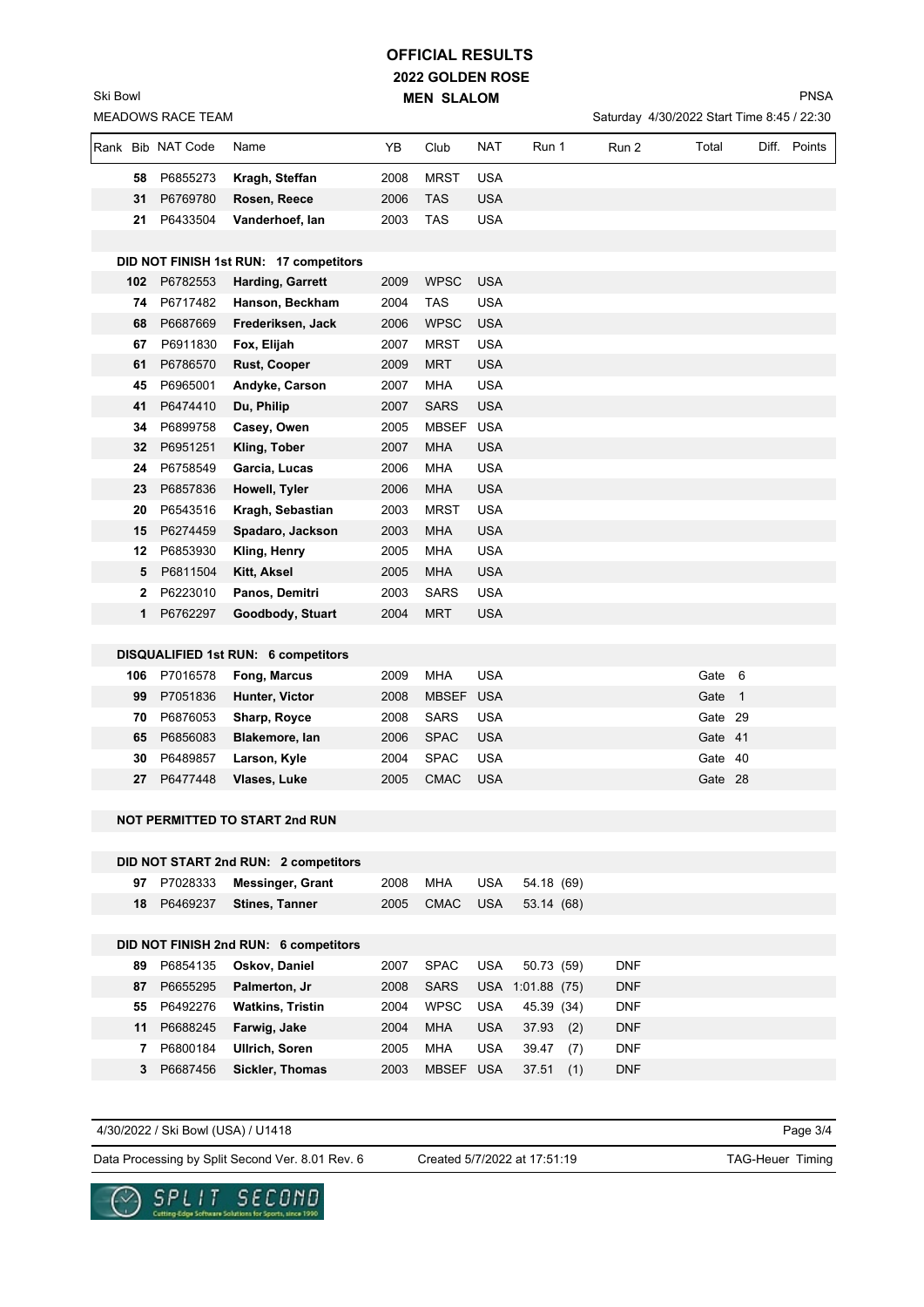# OFFICIAL RESULTS

## 2022 GOLDEN ROSE

### MEN SLALOM

Ski Bowl — PNSA

MEADOWS RACE TEAM — Saturday 4/30/2022 Start Time 8:45 / 22:30

| Rank | Bib | NAT Code | Name | YB | Club | NAT | Run 1 | Run 2 | Total | Diff. | Points |
|---|---|---|---|---|---|---|---|---|---|---|---|
| | 58 | P6855273 | **Kragh, Steffan** | 2008 | MRST | USA | | | | | |
| | 31 | P6769780 | **Rosen, Reece** | 2006 | TAS | USA | | | | | |
| | 21 | P6433504 | **Vanderhoef, Ian** | 2003 | TAS | USA | | | | | |
| | | | | | | | | | | | |
| **DID NOT FINISH 1st RUN: 17 competitors** | | | | | | | | | | | |
| | 102 | P6782553 | **Harding, Garrett** | 2009 | WPSC | USA | | | | | |
| | 74 | P6717482 | **Hanson, Beckham** | 2004 | TAS | USA | | | | | |
| | 68 | P6687669 | **Frederiksen, Jack** | 2006 | WPSC | USA | | | | | |
| | 67 | P6911830 | **Fox, Elijah** | 2007 | MRST | USA | | | | | |
| | 61 | P6786570 | **Rust, Cooper** | 2009 | MRT | USA | | | | | |
| | 45 | P6965001 | **Andyke, Carson** | 2007 | MHA | USA | | | | | |
| | 41 | P6474410 | **Du, Philip** | 2007 | SARS | USA | | | | | |
| | 34 | P6899758 | **Casey, Owen** | 2005 | MBSEF | USA | | | | | |
| | 32 | P6951251 | **Kling, Tober** | 2007 | MHA | USA | | | | | |
| | 24 | P6758549 | **Garcia, Lucas** | 2006 | MHA | USA | | | | | |
| | 23 | P6857836 | **Howell, Tyler** | 2006 | MHA | USA | | | | | |
| | 20 | P6543516 | **Kragh, Sebastian** | 2003 | MRST | USA | | | | | |
| | 15 | P6274459 | **Spadaro, Jackson** | 2003 | MHA | USA | | | | | |
| | 12 | P6853930 | **Kling, Henry** | 2005 | MHA | USA | | | | | |
| | 5 | P6811504 | **Kitt, Aksel** | 2005 | MHA | USA | | | | | |
| | 2 | P6223010 | **Panos, Demitri** | 2003 | SARS | USA | | | | | |
| | 1 | P6762297 | **Goodbody, Stuart** | 2004 | MRT | USA | | | | | |
| | | | | | | | | | | | |
| **DISQUALIFIED 1st RUN: 6 competitors** | | | | | | | | | | | |
| | 106 | P7016578 | **Fong, Marcus** | 2009 | MHA | USA | | | Gate 6 | | |
| | 99 | P7051836 | **Hunter, Victor** | 2008 | MBSEF | USA | | | Gate 1 | | |
| | 70 | P6876053 | **Sharp, Royce** | 2008 | SARS | USA | | | Gate 29 | | |
| | 65 | P6856083 | **Blakemore, Ian** | 2006 | SPAC | USA | | | Gate 41 | | |
| | 30 | P6489857 | **Larson, Kyle** | 2004 | SPAC | USA | | | Gate 40 | | |
| | 27 | P6477448 | **Vlases, Luke** | 2005 | CMAC | USA | | | Gate 28 | | |
| | | | | | | | | | | | |
| **NOT PERMITTED TO START 2nd RUN** | | | | | | | | | | | |
| | | | | | | | | | | | |
| **DID NOT START 2nd RUN: 2 competitors** | | | | | | | | | | | |
| | 97 | P7028333 | **Messinger, Grant** | 2008 | MHA | USA | 54.18 (69) | | | | |
| | 18 | P6469237 | **Stines, Tanner** | 2005 | CMAC | USA | 53.14 (68) | | | | |
| | | | | | | | | | | | |
| **DID NOT FINISH 2nd RUN: 6 competitors** | | | | | | | | | | | |
| | 89 | P6854135 | **Oskov, Daniel** | 2007 | SPAC | USA | 50.73 (59) | DNF | | | |
| | 87 | P6655295 | **Palmerton, Jr** | 2008 | SARS | USA | 1:01.88 (75) | DNF | | | |
| | 55 | P6492276 | **Watkins, Tristin** | 2004 | WPSC | USA | 45.39 (34) | DNF | | | |
| | 11 | P6688245 | **Farwig, Jake** | 2004 | MHA | USA | 37.93 (2) | DNF | | | |
| | 7 | P6800184 | **Ullrich, Soren** | 2005 | MHA | USA | 39.47 (7) | DNF | | | |
| | 3 | P6687456 | **Sickler, Thomas** | 2003 | MBSEF | USA | 37.51 (1) | DNF | | | |

4/30/2022 / Ski Bowl (USA) / U1418

Data Processing by Split Second Ver. 8.01 Rev. 6 — Created 5/7/2022 at 17:51:19 — TAG-Heuer Timing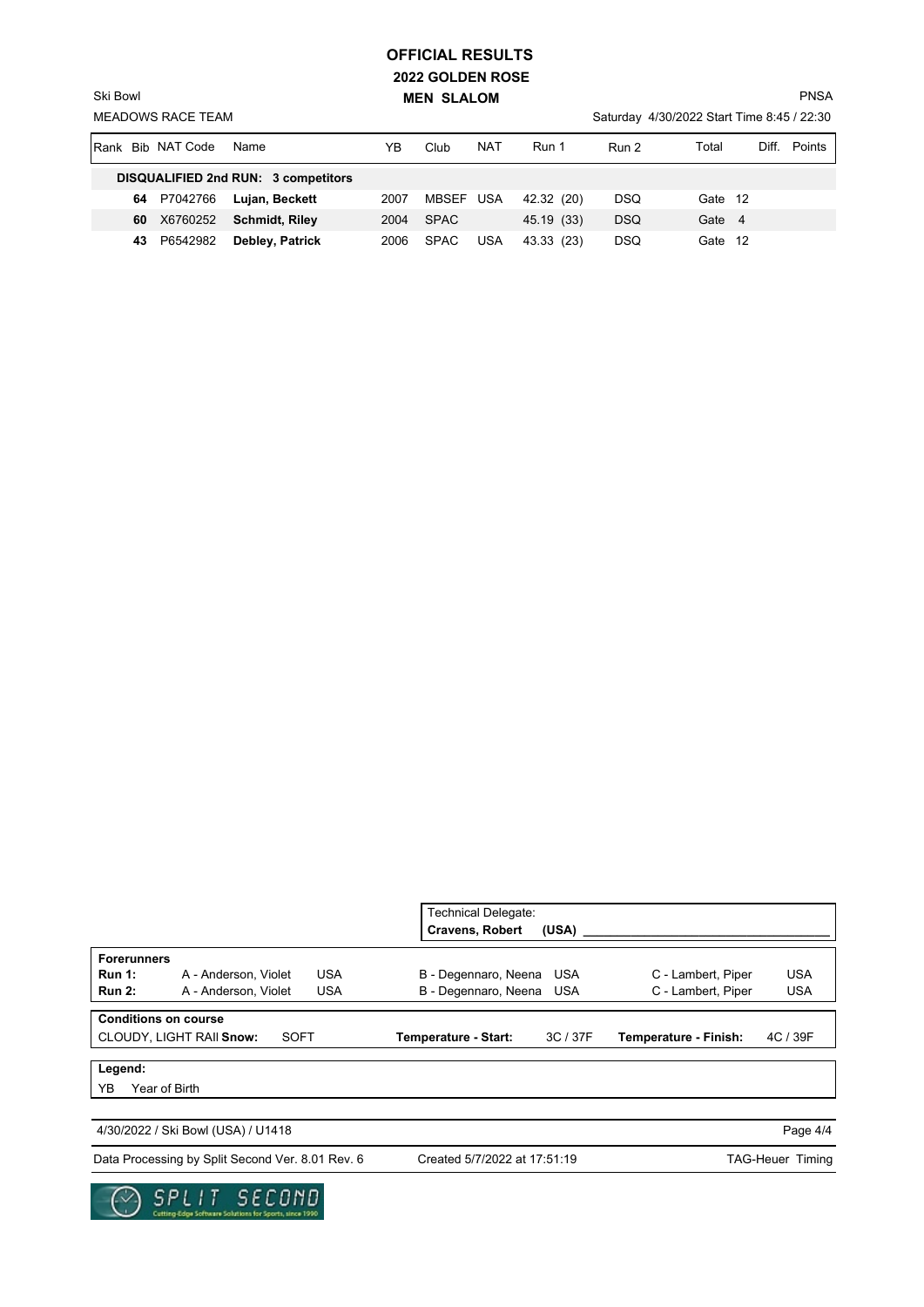# OFFICIAL RESULTS

## 2022 GOLDEN ROSE

### MEN SLALOM

Ski Bowl  
MEADOWS RACE TEAM

PNSA  
Saturday 4/30/2022 Start Time 8:45 / 22:30

| Rank | Bib | NAT Code | Name | YB | Club | NAT | Run 1 | Run 2 | Total | Diff. | Points |
|---|---|---|---|---|---|---|---|---|---|---|---|
| **DISQUALIFIED 2nd RUN: 3 competitors** | | | | | | | | | | | |
| | **64** | P7042766 | **Lujan, Beckett** | 2007 | MBSEF | USA | 42.32 (20) | DSQ | Gate 12 | | |
| | **60** | X6760252 | **Schmidt, Riley** | 2004 | SPAC | | 45.19 (33) | DSQ | Gate 4 | | |
| | **43** | P6542982 | **Debley, Patrick** | 2006 | SPAC | USA | 43.33 (23) | DSQ | Gate 12 | | |

Technical Delegate:  
**Cravens, Robert** (USA) ___________________________________

**Forerunners**

| | | | | | | |
|---|---|---|---|---|---|---|
| **Run 1:** | A - Anderson, Violet | USA | B - Degennaro, Neena | USA | C - Lambert, Piper | USA |
| **Run 2:** | A - Anderson, Violet | USA | B - Degennaro, Neena | USA | C - Lambert, Piper | USA |

**Conditions on course**

CLOUDY, LIGHT RAII **Snow:** SOFT **Temperature - Start:** 3C / 37F **Temperature - Finish:** 4C / 39F

**Legend:**

YB Year of Birth

4/30/2022 / Ski Bowl (USA) / U1418

Data Processing by Split Second Ver. 8.01 Rev. 6 Created 5/7/2022 at 17:51:19 TAG-Heuer Timing